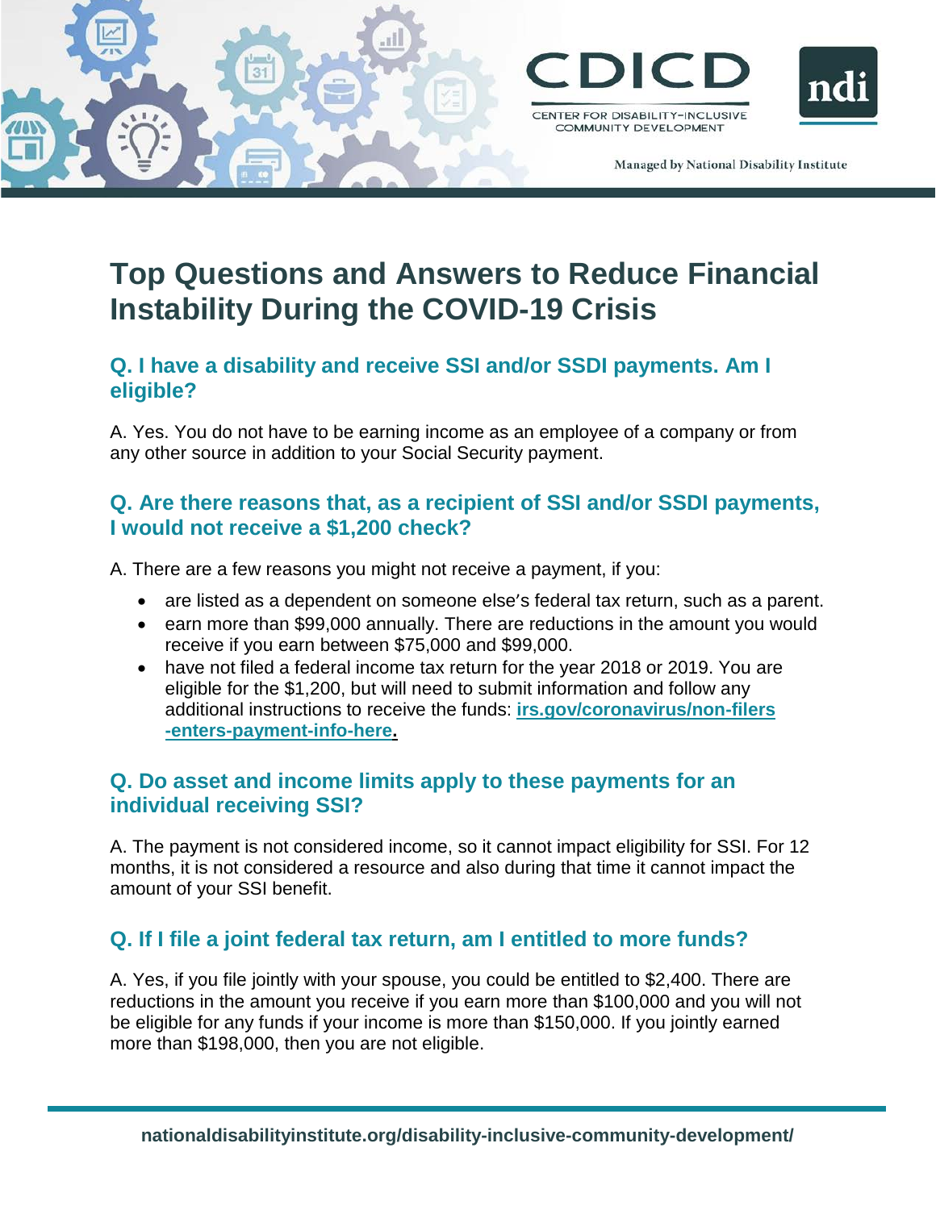CDICD

CENTER FOR DISABILITY-INCLUSIVE COMMUNITY DEVELOPMENT

ndi

Managed by National Disability Institute

# Top Questions and Answers to Reduce Financial Instability During the COVID-19 Crisis

## Q. I have a disability and receive SSI and/or SSDI payments. Am I eligible?

A. Yes. You do not have to be earning income as an employee of a company or from any other source in addition to your Social Security payment.

## Q. Are there reasons that, as a recipient of SSI and/or SSDI payments, I would not receive a $1,200 check?

A. There are a few reasons you might not receive a payment, if you:

- are listed as a dependent on someone else's federal tax return, such as a parent.
- earn more than $99,000 annually. There are reductions in the amount you would receive if you earn between $75,000 and $99,000.
- have not filed a federal income tax return for the year 2018 or 2019. You are eligible for the $1,200, but will need to submit information and follow any additional instructions to receive the funds: **irs.gov/coronavirus/non-filers-enters-payment-info-here**.

## Q. Do asset and income limits apply to these payments for an individual receiving SSI?

A. The payment is not considered income, so it cannot impact eligibility for SSI. For 12 months, it is not considered a resource and also during that time it cannot impact the amount of your SSI benefit.

## Q. If I file a joint federal tax return, am I entitled to more funds?

A. Yes, if you file jointly with your spouse, you could be entitled to $2,400. There are reductions in the amount you receive if you earn more than $100,000 and you will not be eligible for any funds if your income is more than $150,000. If you jointly earned more than $198,000, then you are not eligible.

nationaldisabilityinstitute.org/disability-inclusive-community-development/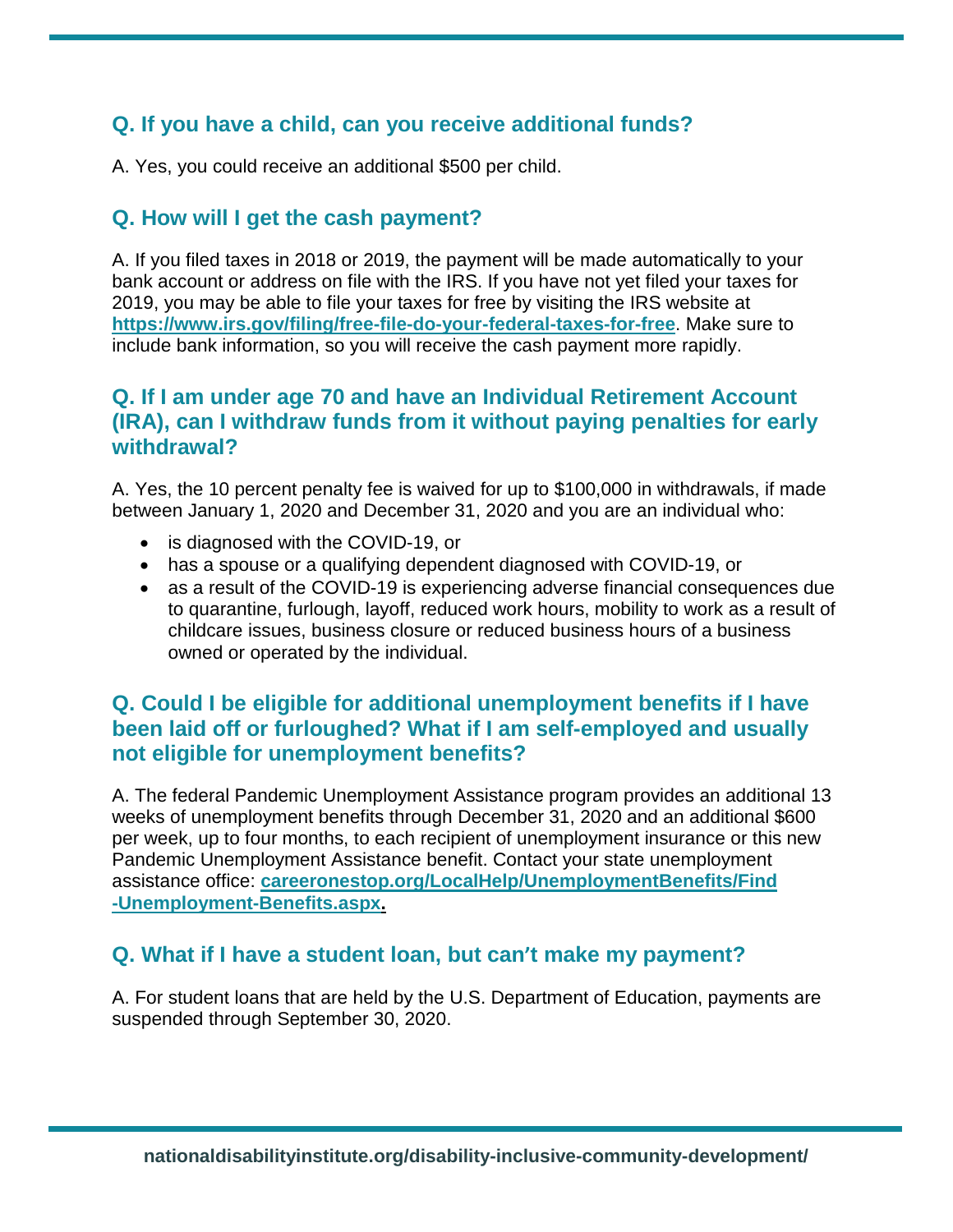## Q. If you have a child, can you receive additional funds?

A. Yes, you could receive an additional $500 per child.

## Q. How will I get the cash payment?

A. If you filed taxes in 2018 or 2019, the payment will be made automatically to your bank account or address on file with the IRS. If you have not yet filed your taxes for 2019, you may be able to file your taxes for free by visiting the IRS website at **https://www.irs.gov/filing/free-file-do-your-federal-taxes-for-free**. Make sure to include bank information, so you will receive the cash payment more rapidly.

## Q. If I am under age 70 and have an Individual Retirement Account (IRA), can I withdraw funds from it without paying penalties for early withdrawal?

A. Yes, the 10 percent penalty fee is waived for up to $100,000 in withdrawals, if made between January 1, 2020 and December 31, 2020 and you are an individual who:

- is diagnosed with the COVID-19, or
- has a spouse or a qualifying dependent diagnosed with COVID-19, or
- as a result of the COVID-19 is experiencing adverse financial consequences due to quarantine, furlough, layoff, reduced work hours, mobility to work as a result of childcare issues, business closure or reduced business hours of a business owned or operated by the individual.

## Q. Could I be eligible for additional unemployment benefits if I have been laid off or furloughed? What if I am self-employed and usually not eligible for unemployment benefits?

A. The federal Pandemic Unemployment Assistance program provides an additional 13 weeks of unemployment benefits through December 31, 2020 and an additional $600 per week, up to four months, to each recipient of unemployment insurance or this new Pandemic Unemployment Assistance benefit. Contact your state unemployment assistance office: **careeronestop.org/LocalHelp/UnemploymentBenefits/Find-Unemployment-Benefits.aspx.**

## Q. What if I have a student loan, but can't make my payment?

A. For student loans that are held by the U.S. Department of Education, payments are suspended through September 30, 2020.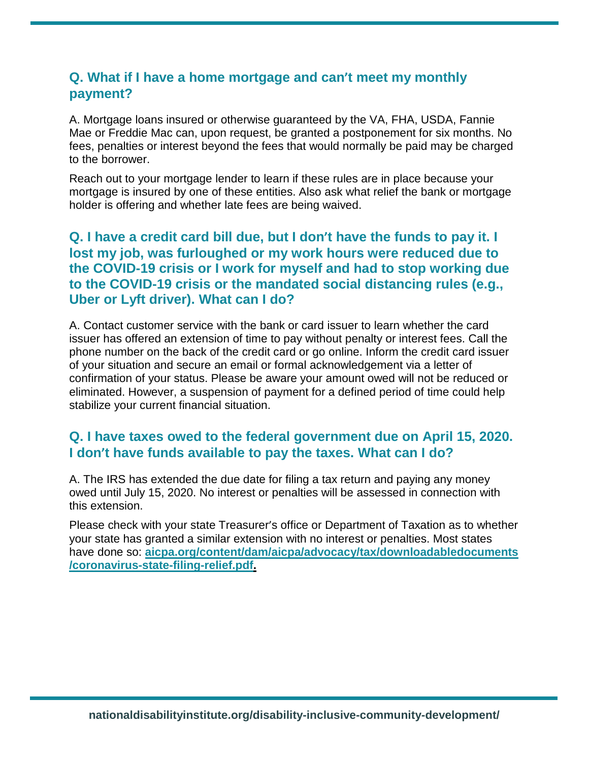## Q. What if I have a home mortgage and can't meet my monthly payment?

A. Mortgage loans insured or otherwise guaranteed by the VA, FHA, USDA, Fannie Mae or Freddie Mac can, upon request, be granted a postponement for six months. No fees, penalties or interest beyond the fees that would normally be paid may be charged to the borrower.

Reach out to your mortgage lender to learn if these rules are in place because your mortgage is insured by one of these entities. Also ask what relief the bank or mortgage holder is offering and whether late fees are being waived.

## Q. I have a credit card bill due, but I don't have the funds to pay it. I lost my job, was furloughed or my work hours were reduced due to the COVID-19 crisis or I work for myself and had to stop working due to the COVID-19 crisis or the mandated social distancing rules (e.g., Uber or Lyft driver). What can I do?

A. Contact customer service with the bank or card issuer to learn whether the card issuer has offered an extension of time to pay without penalty or interest fees. Call the phone number on the back of the credit card or go online. Inform the credit card issuer of your situation and secure an email or formal acknowledgement via a letter of confirmation of your status. Please be aware your amount owed will not be reduced or eliminated. However, a suspension of payment for a defined period of time could help stabilize your current financial situation.

## Q. I have taxes owed to the federal government due on April 15, 2020. I don't have funds available to pay the taxes. What can I do?

A. The IRS has extended the due date for filing a tax return and paying any money owed until July 15, 2020. No interest or penalties will be assessed in connection with this extension.

Please check with your state Treasurer's office or Department of Taxation as to whether your state has granted a similar extension with no interest or penalties. Most states have done so: **aicpa.org/content/dam/aicpa/advocacy/tax/downloadabledocuments/coronavirus-state-filing-relief.pdf.**